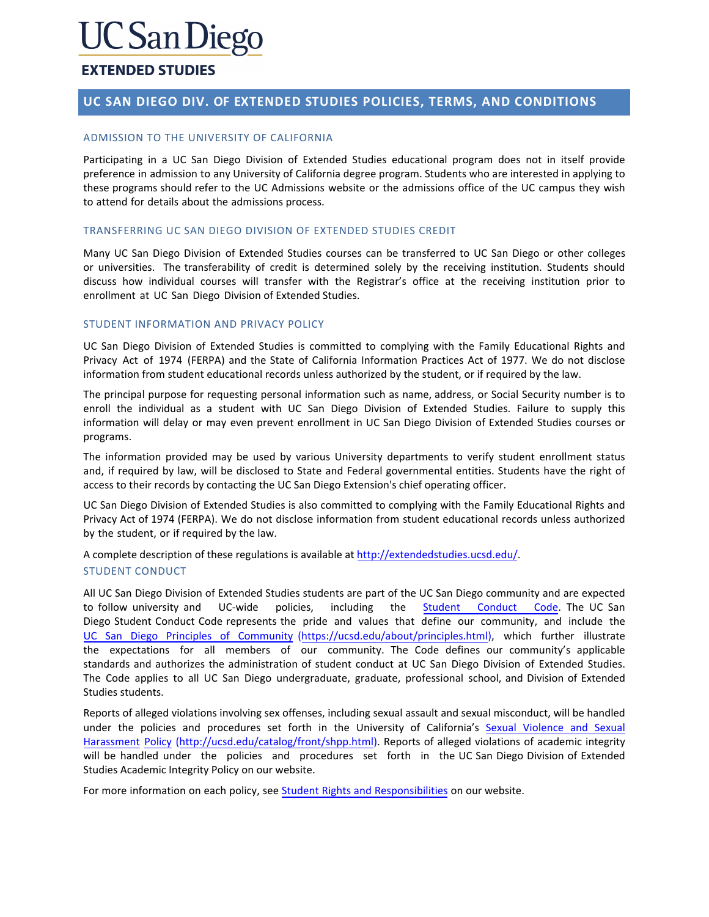# UC San Diego

## EXTENDED STUDIES

## UC SAN DIEGO DIV. OF EXTENDED STUDIES POLICIES, TERMS, AND CONDITIONS

### ADMISSION TO THE UNIVERSITY OF CALIFORNIA

Participating in a UC San Diego Division of Extended Studies educational program does not in itself provide preference in admission to any University of California degree program. Students who are interested in applying to these programs should refer to the UC Admissions website or the admissions office of the UC campus they wish to attend for details about the admissions process.

### TRANSFERRING UC SAN DIEGO DIVISION OF EXTENDED STUDIES CREDIT

Many UC San Diego Division of Extended Studies courses can be transferred to UC San Diego or other colleges or universities. The transferability of credit is determined solely by the receiving institution. Students should discuss how individual courses will transfer with the Registrar's office at the receiving institution prior to enrollment at UC San Diego Division of Extended Studies.

### STUDENT INFORMATION AND PRIVACY POLICY

UC San Diego Division of Extended Studies is committed to complying with the Family Educational Rights and Privacy Act of 1974 (FERPA) and the State of California Information Practices Act of 1977. We do not disclose information from student educational records unless authorized by the student, or if required by the law.

The principal purpose for requesting personal information such as name, address, or Social Security number is to enroll the individual as a student with UC San Diego Division of Extended Studies. Failure to supply this information will delay or may even prevent enrollment in UC San Diego Division of Extended Studies courses or programs.

The information provided may be used by various University departments to verify student enrollment status and, if required by law, will be disclosed to State and Federal governmental entities. Students have the right of access to their records by contacting the UC San Diego Extension's chief operating officer.

UC San Diego Division of Extended Studies is also committed to complying with the Family Educational Rights and Privacy Act of 1974 (FERPA). We do not disclose information from student educational records unless authorized by the student, or if required by the law.

A complete description of these regulations is available at [http://extendedstudies.ucsd.edu/](http://extendedstudies.ucsd.edu/).

### STUDENT CONDUCT

All UC San Diego Division of Extended Studies students are part of the UC San Diego community and are expected to follow university and UC-wide policies, including the Student Conduct Code. The UC San Diego Student Conduct Code represents the pride and values that define our community, and include the UC San Diego Principles of Community (https://ucsd.edu/about/principles.html), which further illustrate the expectations for all members of our community. The Code defines our community's applicable standards and authorizes the administration of student conduct at UC San Diego Division of Extended Studies. The Code applies to all UC San Diego undergraduate, graduate, professional school, and Division of Extended Studies students.

Reports of alleged violations involving sex offenses, including sexual assault and sexual misconduct, will be handled under the policies and procedures set forth in the University of California's Sexual Violence and Sexual Harassment Policy (http://ucsd.edu/catalog/front/shpp.html). Reports of alleged violations of academic integrity will be handled under the policies and procedures set forth in the UC San Diego Division of Extended Studies Academic Integrity Policy on our website.

For more information on each policy, see Student Rights and Responsibilities on our website.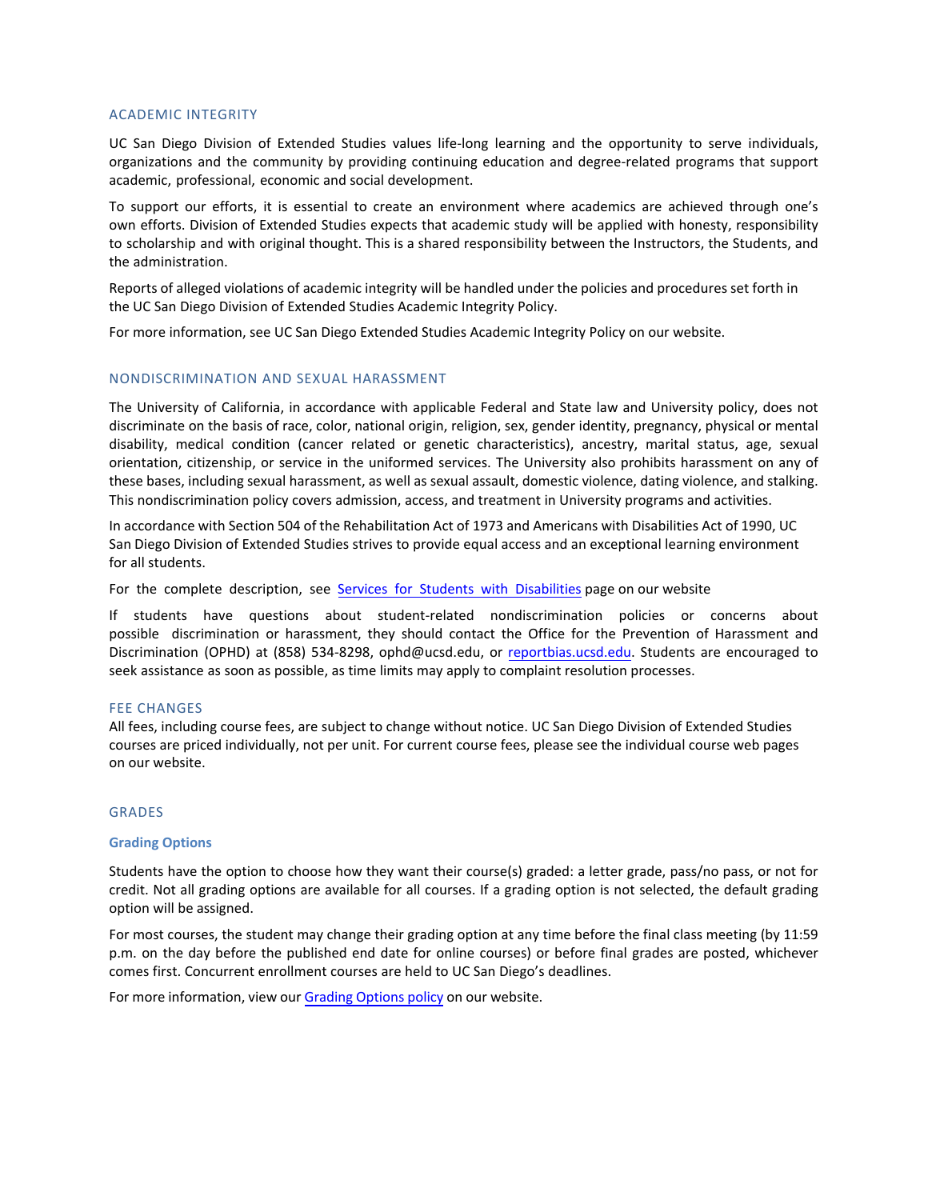## ACADEMIC INTEGRITY

UC San Diego Division of Extended Studies values life-long learning and the opportunity to serve individuals, organizations and the community by providing continuing education and degree-related programs that support academic, professional, economic and social development.

To support our efforts, it is essential to create an environment where academics are achieved through one's own efforts. Division of Extended Studies expects that academic study will be applied with honesty, responsibility to scholarship and with original thought. This is a shared responsibility between the Instructors, the Students, and the administration.

Reports of alleged violations of academic integrity will be handled under the policies and procedures set forth in the UC San Diego Division of Extended Studies Academic Integrity Policy.

For more information, see UC San Diego Extended Studies Academic Integrity Policy on our website.

## NONDISCRIMINATION AND SEXUAL HARASSMENT

The University of California, in accordance with applicable Federal and State law and University policy, does not discriminate on the basis of race, color, national origin, religion, sex, gender identity, pregnancy, physical or mental disability, medical condition (cancer related or genetic characteristics), ancestry, marital status, age, sexual orientation, citizenship, or service in the uniformed services. The University also prohibits harassment on any of these bases, including sexual harassment, as well as sexual assault, domestic violence, dating violence, and stalking. This nondiscrimination policy covers admission, access, and treatment in University programs and activities.

In accordance with Section 504 of the Rehabilitation Act of 1973 and Americans with Disabilities Act of 1990, UC San Diego Division of Extended Studies strives to provide equal access and an exceptional learning environment for all students.

For the complete description, see Services for Students with Disabilities page on our website

If students have questions about student-related nondiscrimination policies or concerns about possible discrimination or harassment, they should contact the Office for the Prevention of Harassment and Discrimination (OPHD) at (858) 534-8298, ophd@ucsd.edu, or reportbias.ucsd.edu. Students are encouraged to seek assistance as soon as possible, as time limits may apply to complaint resolution processes.

## FEE CHANGES

All fees, including course fees, are subject to change without notice. UC San Diego Division of Extended Studies courses are priced individually, not per unit. For current course fees, please see the individual course web pages on our website.

## GRADES

### Grading Options

Students have the option to choose how they want their course(s) graded: a letter grade, pass/no pass, or not for credit. Not all grading options are available for all courses. If a grading option is not selected, the default grading option will be assigned.

For most courses, the student may change their grading option at any time before the final class meeting (by 11:59 p.m. on the day before the published end date for online courses) or before final grades are posted, whichever comes first. Concurrent enrollment courses are held to UC San Diego's deadlines.

For more information, view our Grading Options policy on our website.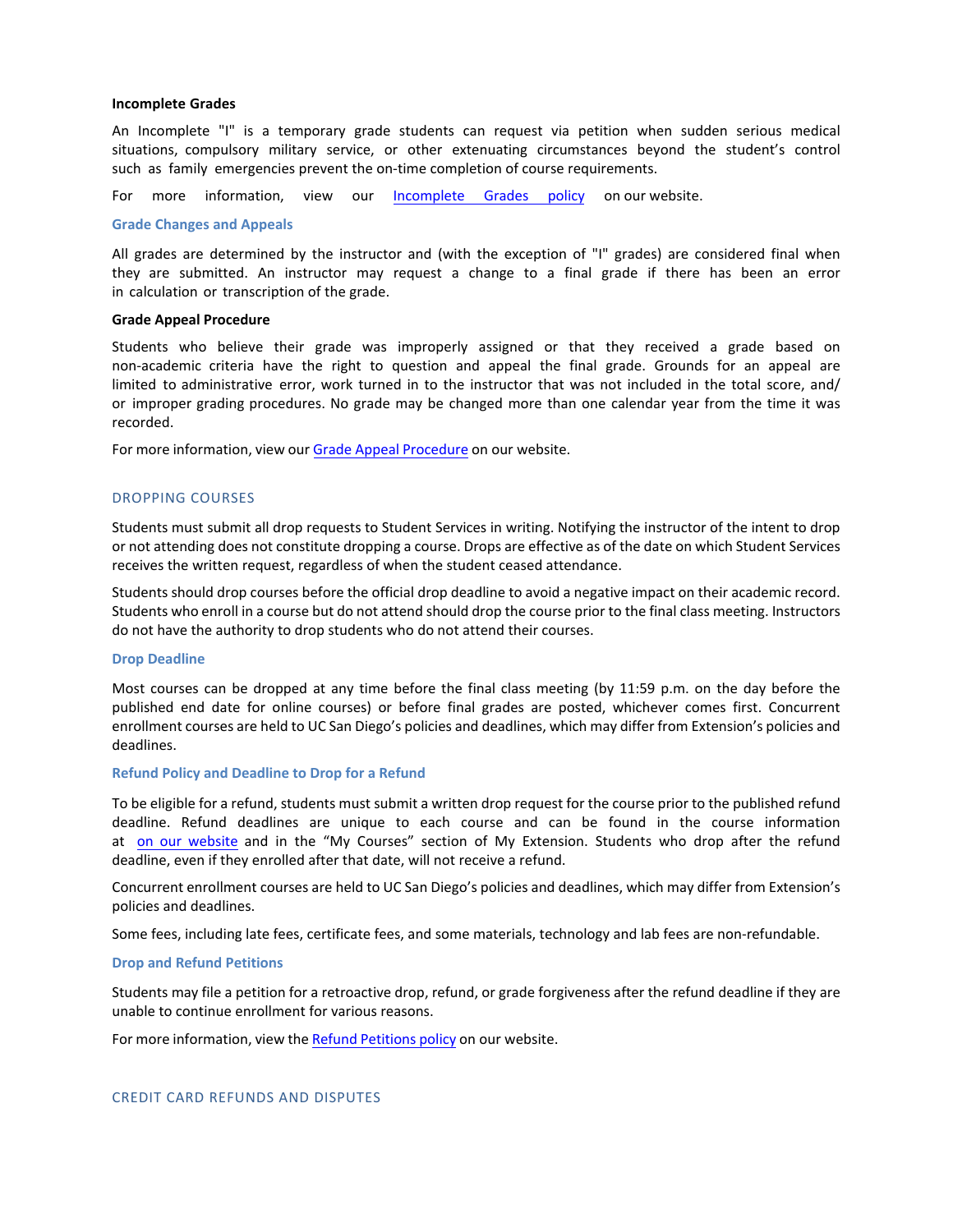**Incomplete Grades**

An Incomplete "I" is a temporary grade students can request via petition when sudden serious medical situations, compulsory military service, or other extenuating circumstances beyond the student's control such as family emergencies prevent the on-time completion of course requirements.

For more information, view our Incomplete Grades policy on our website.

### Grade Changes and Appeals

All grades are determined by the instructor and (with the exception of "I" grades) are considered final when they are submitted. An instructor may request a change to a final grade if there has been an error in calculation or transcription of the grade.

**Grade Appeal Procedure**

Students who believe their grade was improperly assigned or that they received a grade based on non-academic criteria have the right to question and appeal the final grade. Grounds for an appeal are limited to administrative error, work turned in to the instructor that was not included in the total score, and/or improper grading procedures. No grade may be changed more than one calendar year from the time it was recorded.

For more information, view our Grade Appeal Procedure on our website.

## DROPPING COURSES

Students must submit all drop requests to Student Services in writing. Notifying the instructor of the intent to drop or not attending does not constitute dropping a course. Drops are effective as of the date on which Student Services receives the written request, regardless of when the student ceased attendance.

Students should drop courses before the official drop deadline to avoid a negative impact on their academic record. Students who enroll in a course but do not attend should drop the course prior to the final class meeting. Instructors do not have the authority to drop students who do not attend their courses.

### Drop Deadline

Most courses can be dropped at any time before the final class meeting (by 11:59 p.m. on the day before the published end date for online courses) or before final grades are posted, whichever comes first. Concurrent enrollment courses are held to UC San Diego's policies and deadlines, which may differ from Extension's policies and deadlines.

### Refund Policy and Deadline to Drop for a Refund

To be eligible for a refund, students must submit a written drop request for the course prior to the published refund deadline. Refund deadlines are unique to each course and can be found in the course information at on our website and in the "My Courses" section of My Extension. Students who drop after the refund deadline, even if they enrolled after that date, will not receive a refund.

Concurrent enrollment courses are held to UC San Diego's policies and deadlines, which may differ from Extension's policies and deadlines.

Some fees, including late fees, certificate fees, and some materials, technology and lab fees are non-refundable.

### Drop and Refund Petitions

Students may file a petition for a retroactive drop, refund, or grade forgiveness after the refund deadline if they are unable to continue enrollment for various reasons.

For more information, view the Refund Petitions policy on our website.

## CREDIT CARD REFUNDS AND DISPUTES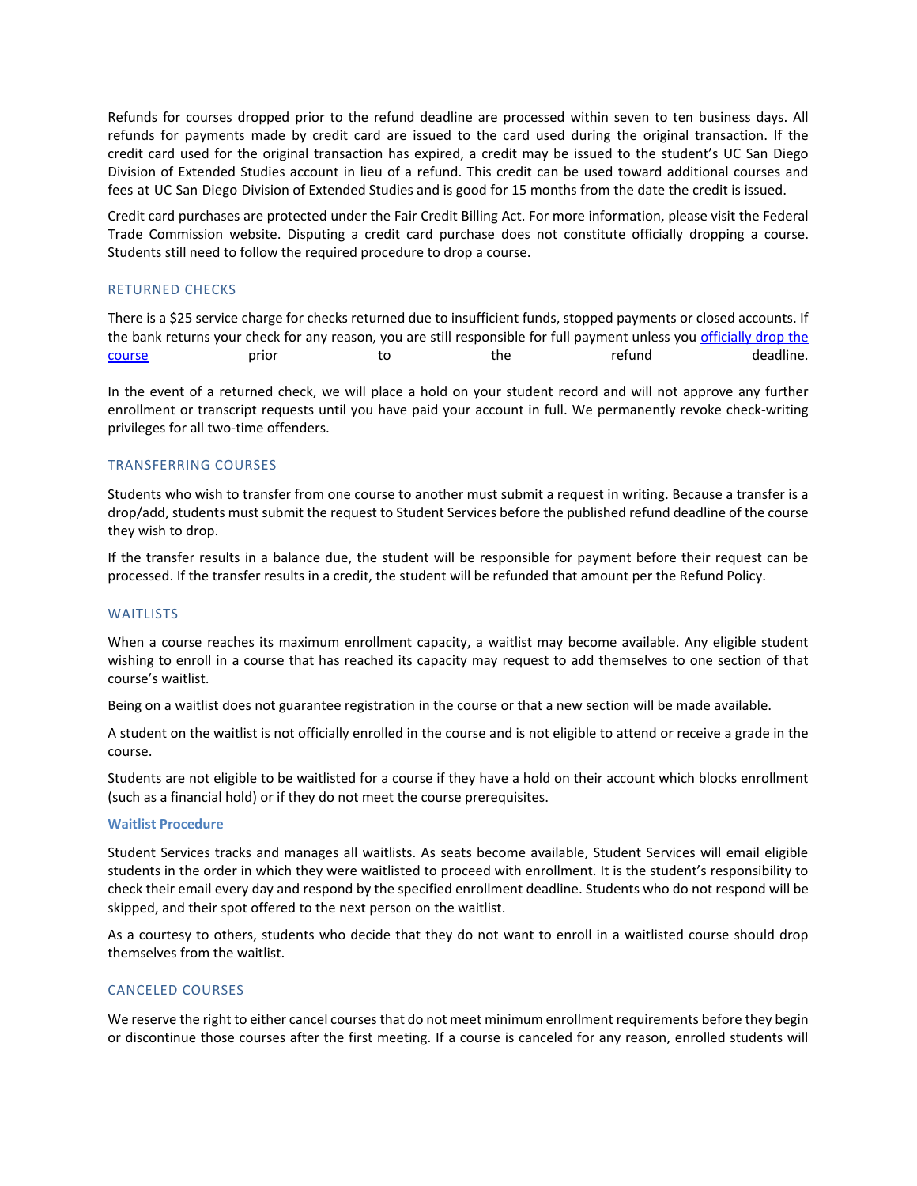Refunds for courses dropped prior to the refund deadline are processed within seven to ten business days. All refunds for payments made by credit card are issued to the card used during the original transaction. If the credit card used for the original transaction has expired, a credit may be issued to the student's UC San Diego Division of Extended Studies account in lieu of a refund. This credit can be used toward additional courses and fees at UC San Diego Division of Extended Studies and is good for 15 months from the date the credit is issued.

Credit card purchases are protected under the Fair Credit Billing Act. For more information, please visit the Federal Trade Commission website. Disputing a credit card purchase does not constitute officially dropping a course. Students still need to follow the required procedure to drop a course.

## RETURNED CHECKS

There is a $25 service charge for checks returned due to insufficient funds, stopped payments or closed accounts. If the bank returns your check for any reason, you are still responsible for full payment unless you officially drop the course prior to the refund deadline.

In the event of a returned check, we will place a hold on your student record and will not approve any further enrollment or transcript requests until you have paid your account in full. We permanently revoke check-writing privileges for all two-time offenders.

## TRANSFERRING COURSES

Students who wish to transfer from one course to another must submit a request in writing. Because a transfer is a drop/add, students must submit the request to Student Services before the published refund deadline of the course they wish to drop.

If the transfer results in a balance due, the student will be responsible for payment before their request can be processed. If the transfer results in a credit, the student will be refunded that amount per the Refund Policy.

## WAITLISTS

When a course reaches its maximum enrollment capacity, a waitlist may become available. Any eligible student wishing to enroll in a course that has reached its capacity may request to add themselves to one section of that course's waitlist.

Being on a waitlist does not guarantee registration in the course or that a new section will be made available.

A student on the waitlist is not officially enrolled in the course and is not eligible to attend or receive a grade in the course.

Students are not eligible to be waitlisted for a course if they have a hold on their account which blocks enrollment (such as a financial hold) or if they do not meet the course prerequisites.

### Waitlist Procedure

Student Services tracks and manages all waitlists. As seats become available, Student Services will email eligible students in the order in which they were waitlisted to proceed with enrollment. It is the student's responsibility to check their email every day and respond by the specified enrollment deadline. Students who do not respond will be skipped, and their spot offered to the next person on the waitlist.

As a courtesy to others, students who decide that they do not want to enroll in a waitlisted course should drop themselves from the waitlist.

## CANCELED COURSES

We reserve the right to either cancel courses that do not meet minimum enrollment requirements before they begin or discontinue those courses after the first meeting. If a course is canceled for any reason, enrolled students will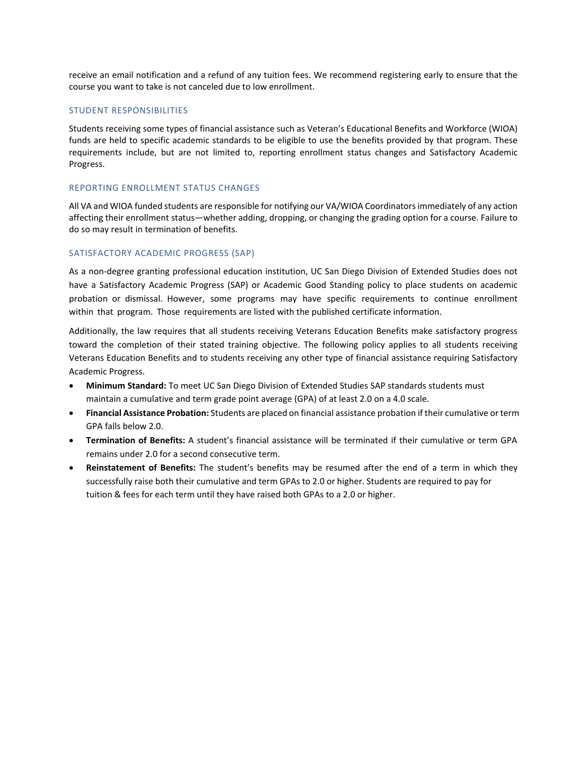receive an email notification and a refund of any tuition fees. We recommend registering early to ensure that the course you want to take is not canceled due to low enrollment.

## STUDENT RESPONSIBILITIES

Students receiving some types of financial assistance such as Veteran's Educational Benefits and Workforce (WIOA) funds are held to specific academic standards to be eligible to use the benefits provided by that program. These requirements include, but are not limited to, reporting enrollment status changes and Satisfactory Academic Progress.

## REPORTING ENROLLMENT STATUS CHANGES

All VA and WIOA funded students are responsible for notifying our VA/WIOA Coordinators immediately of any action affecting their enrollment status—whether adding, dropping, or changing the grading option for a course. Failure to do so may result in termination of benefits.

## SATISFACTORY ACADEMIC PROGRESS (SAP)

As a non-degree granting professional education institution, UC San Diego Division of Extended Studies does not have a Satisfactory Academic Progress (SAP) or Academic Good Standing policy to place students on academic probation or dismissal. However, some programs may have specific requirements to continue enrollment within that program. Those requirements are listed with the published certificate information.

Additionally, the law requires that all students receiving Veterans Education Benefits make satisfactory progress toward the completion of their stated training objective. The following policy applies to all students receiving Veterans Education Benefits and to students receiving any other type of financial assistance requiring Satisfactory Academic Progress.

- **Minimum Standard:** To meet UC San Diego Division of Extended Studies SAP standards students must maintain a cumulative and term grade point average (GPA) of at least 2.0 on a 4.0 scale.
- **Financial Assistance Probation:** Students are placed on financial assistance probation if their cumulative or term GPA falls below 2.0.
- **Termination of Benefits:** A student's financial assistance will be terminated if their cumulative or term GPA remains under 2.0 for a second consecutive term.
- **Reinstatement of Benefits:** The student's benefits may be resumed after the end of a term in which they successfully raise both their cumulative and term GPAs to 2.0 or higher. Students are required to pay for tuition & fees for each term until they have raised both GPAs to a 2.0 or higher.